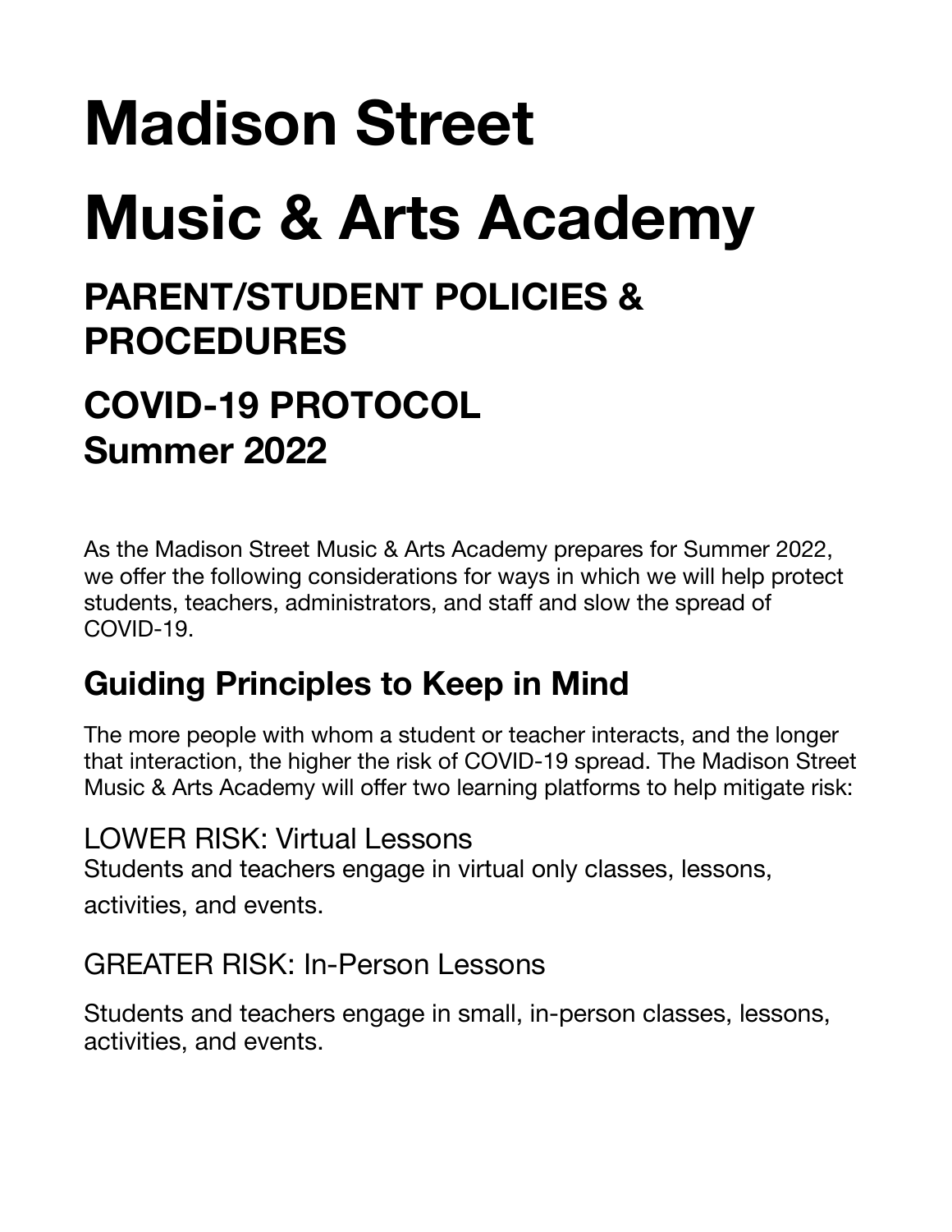# Madison Street Music & Arts Academy

## PARENT/STUDENT POLICIES & PROCEDURES

## COVID-19 PROTOCOL Summer 2022

As the Madison Street Music & Arts Academy prepares for Summer 2022, we offer the following considerations for ways in which we will help protect students, teachers, administrators, and staff and slow the spread of COVID-19.

### Guiding Principles to Keep in Mind

The more people with whom a student or teacher interacts, and the longer that interaction, the higher the risk of COVID-19 spread. The Madison Street Music & Arts Academy will offer two learning platforms to help mitigate risk:

LOWER RISK: Virtual Lessons
Students and teachers engage in virtual only classes, lessons, activities, and events.

GREATER RISK: In-Person Lessons

Students and teachers engage in small, in-person classes, lessons, activities, and events.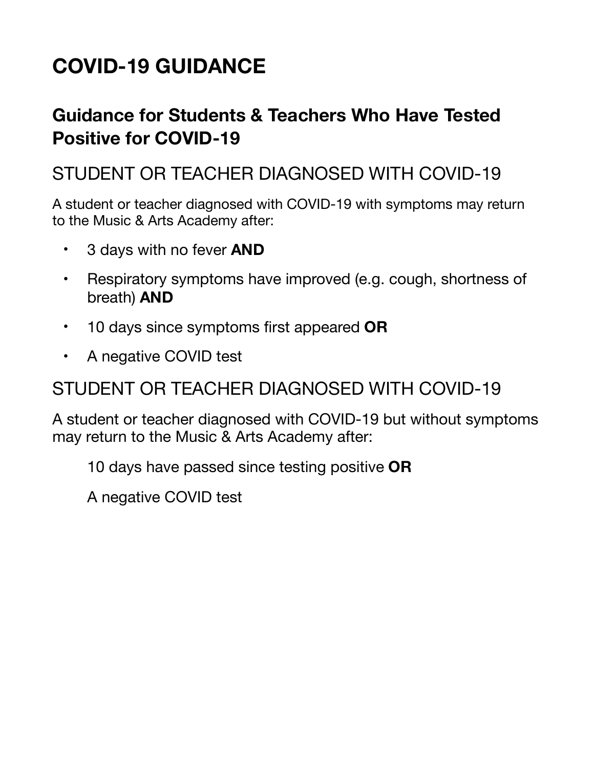# COVID-19 GUIDANCE

## Guidance for Students & Teachers Who Have Tested Positive for COVID-19

### STUDENT OR TEACHER DIAGNOSED WITH COVID-19

A student or teacher diagnosed with COVID-19 with symptoms may return to the Music & Arts Academy after:

- 3 days with no fever **AND**
- Respiratory symptoms have improved (e.g. cough, shortness of breath) **AND**
- 10 days since symptoms first appeared **OR**
- A negative COVID test

### STUDENT OR TEACHER DIAGNOSED WITH COVID-19

A student or teacher diagnosed with COVID-19 but without symptoms may return to the Music & Arts Academy after:

10 days have passed since testing positive **OR**

A negative COVID test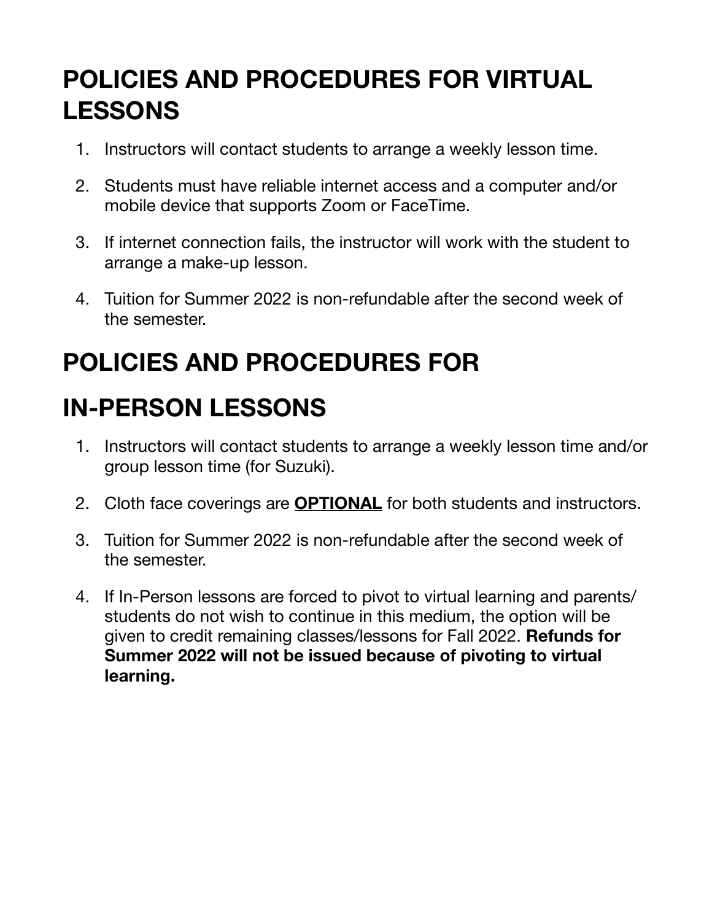# POLICIES AND PROCEDURES FOR VIRTUAL LESSONS

1. Instructors will contact students to arrange a weekly lesson time.
2. Students must have reliable internet access and a computer and/or mobile device that supports Zoom or FaceTime.
3. If internet connection fails, the instructor will work with the student to arrange a make-up lesson.
4. Tuition for Summer 2022 is non-refundable after the second week of the semester.

# POLICIES AND PROCEDURES FOR IN-PERSON LESSONS

1. Instructors will contact students to arrange a weekly lesson time and/or group lesson time (for Suzuki).
2. Cloth face coverings are **<u>OPTIONAL</u>** for both students and instructors.
3. Tuition for Summer 2022 is non-refundable after the second week of the semester.
4. If In-Person lessons are forced to pivot to virtual learning and parents/students do not wish to continue in this medium, the option will be given to credit remaining classes/lessons for Fall 2022. **Refunds for Summer 2022 will not be issued because of pivoting to virtual learning.**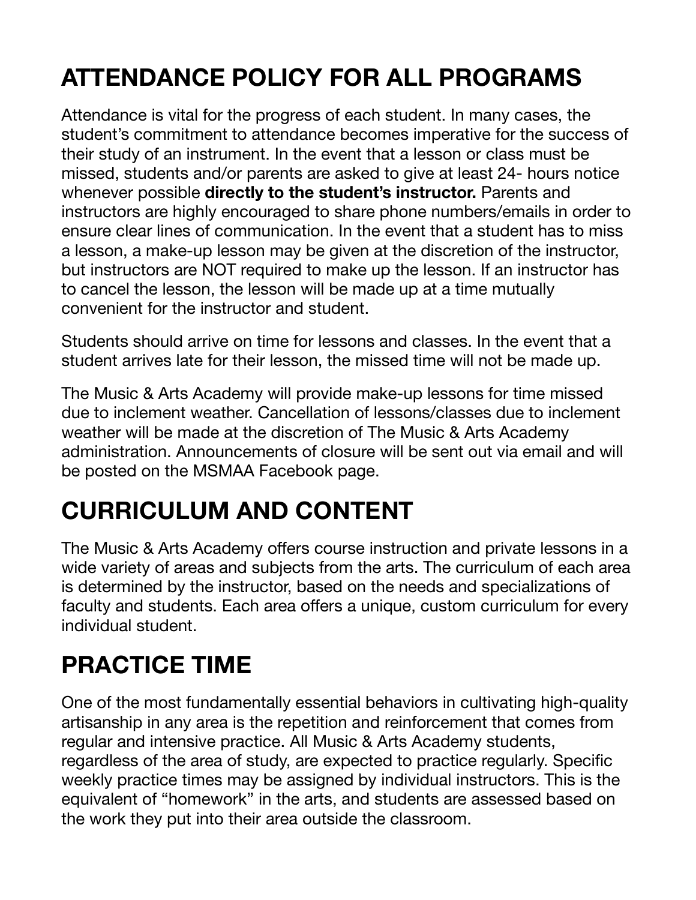## ATTENDANCE POLICY FOR ALL PROGRAMS

Attendance is vital for the progress of each student. In many cases, the student's commitment to attendance becomes imperative for the success of their study of an instrument. In the event that a lesson or class must be missed, students and/or parents are asked to give at least 24- hours notice whenever possible **directly to the student's instructor.** Parents and instructors are highly encouraged to share phone numbers/emails in order to ensure clear lines of communication. In the event that a student has to miss a lesson, a make-up lesson may be given at the discretion of the instructor, but instructors are NOT required to make up the lesson. If an instructor has to cancel the lesson, the lesson will be made up at a time mutually convenient for the instructor and student.

Students should arrive on time for lessons and classes. In the event that a student arrives late for their lesson, the missed time will not be made up.

The Music & Arts Academy will provide make-up lessons for time missed due to inclement weather. Cancellation of lessons/classes due to inclement weather will be made at the discretion of The Music & Arts Academy administration. Announcements of closure will be sent out via email and will be posted on the MSMAA Facebook page.

## CURRICULUM AND CONTENT

The Music & Arts Academy offers course instruction and private lessons in a wide variety of areas and subjects from the arts. The curriculum of each area is determined by the instructor, based on the needs and specializations of faculty and students. Each area offers a unique, custom curriculum for every individual student.

## PRACTICE TIME

One of the most fundamentally essential behaviors in cultivating high-quality artisanship in any area is the repetition and reinforcement that comes from regular and intensive practice. All Music & Arts Academy students, regardless of the area of study, are expected to practice regularly. Specific weekly practice times may be assigned by individual instructors. This is the equivalent of "homework" in the arts, and students are assessed based on the work they put into their area outside the classroom.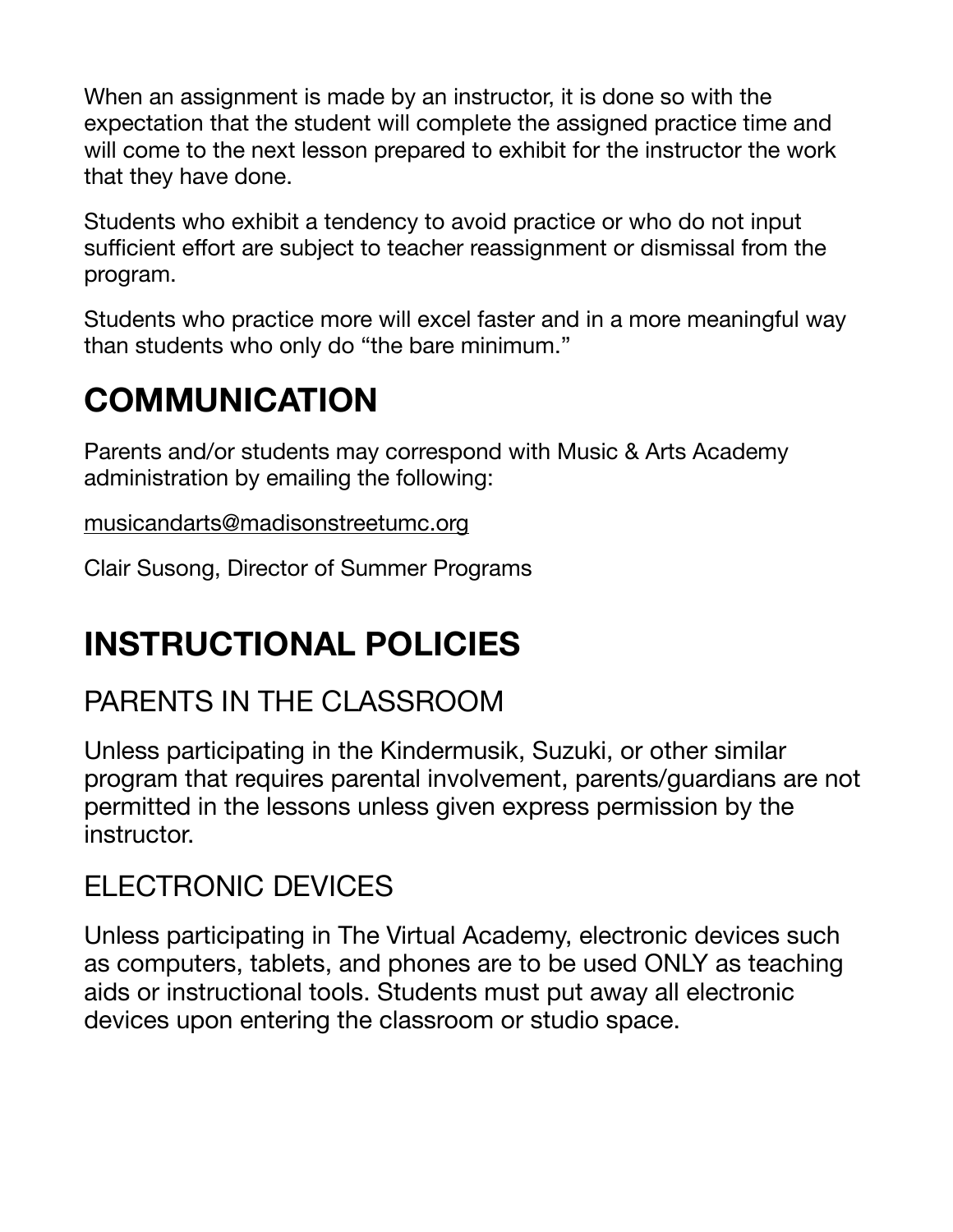When an assignment is made by an instructor, it is done so with the expectation that the student will complete the assigned practice time and will come to the next lesson prepared to exhibit for the instructor the work that they have done.

Students who exhibit a tendency to avoid practice or who do not input sufficient effort are subject to teacher reassignment or dismissal from the program.

Students who practice more will excel faster and in a more meaningful way than students who only do "the bare minimum."

# COMMUNICATION

Parents and/or students may correspond with Music & Arts Academy administration by emailing the following:

musicandarts@madisonstreetumc.org

Clair Susong, Director of Summer Programs

# INSTRUCTIONAL POLICIES

## PARENTS IN THE CLASSROOM

Unless participating in the Kindermusik, Suzuki, or other similar program that requires parental involvement, parents/guardians are not permitted in the lessons unless given express permission by the instructor.

## ELECTRONIC DEVICES

Unless participating in The Virtual Academy, electronic devices such as computers, tablets, and phones are to be used ONLY as teaching aids or instructional tools. Students must put away all electronic devices upon entering the classroom or studio space.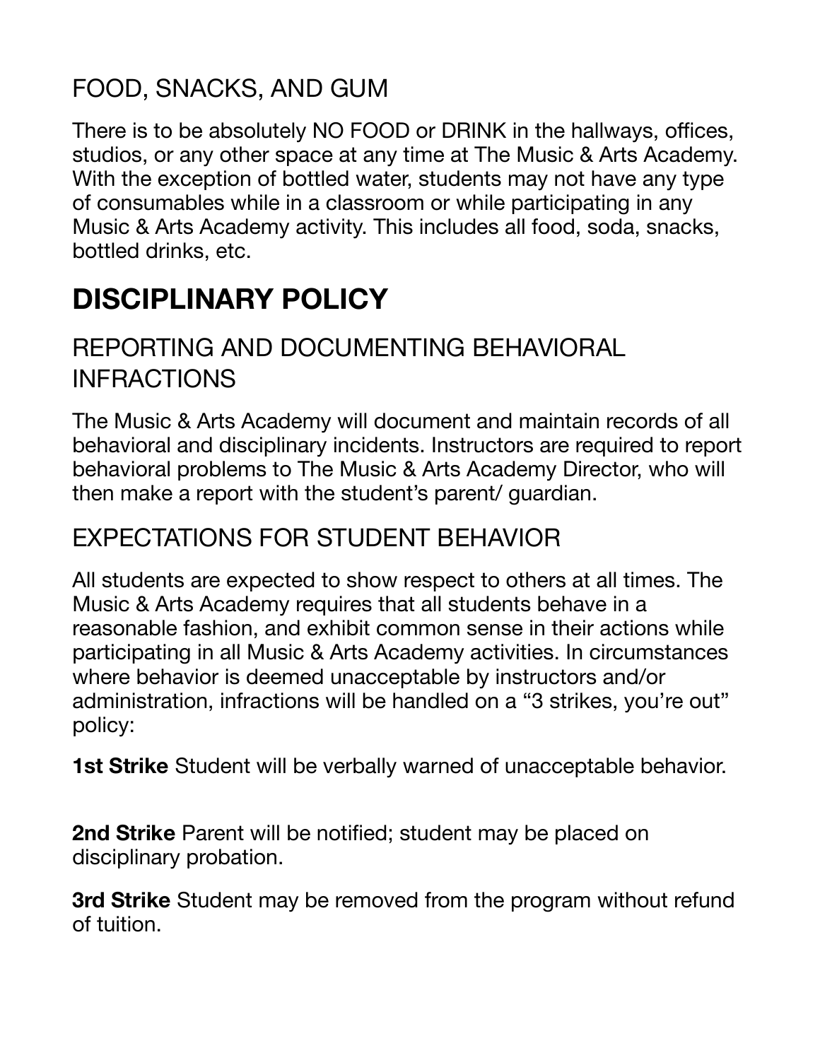## FOOD, SNACKS, AND GUM

There is to be absolutely NO FOOD or DRINK in the hallways, offices, studios, or any other space at any time at The Music & Arts Academy. With the exception of bottled water, students may not have any type of consumables while in a classroom or while participating in any Music & Arts Academy activity. This includes all food, soda, snacks, bottled drinks, etc.

# DISCIPLINARY POLICY

## REPORTING AND DOCUMENTING BEHAVIORAL INFRACTIONS

The Music & Arts Academy will document and maintain records of all behavioral and disciplinary incidents. Instructors are required to report behavioral problems to The Music & Arts Academy Director, who will then make a report with the student's parent/ guardian.

## EXPECTATIONS FOR STUDENT BEHAVIOR

All students are expected to show respect to others at all times. The Music & Arts Academy requires that all students behave in a reasonable fashion, and exhibit common sense in their actions while participating in all Music & Arts Academy activities. In circumstances where behavior is deemed unacceptable by instructors and/or administration, infractions will be handled on a "3 strikes, you're out" policy:

**1st Strike** Student will be verbally warned of unacceptable behavior.

**2nd Strike** Parent will be notified; student may be placed on disciplinary probation.

**3rd Strike** Student may be removed from the program without refund of tuition.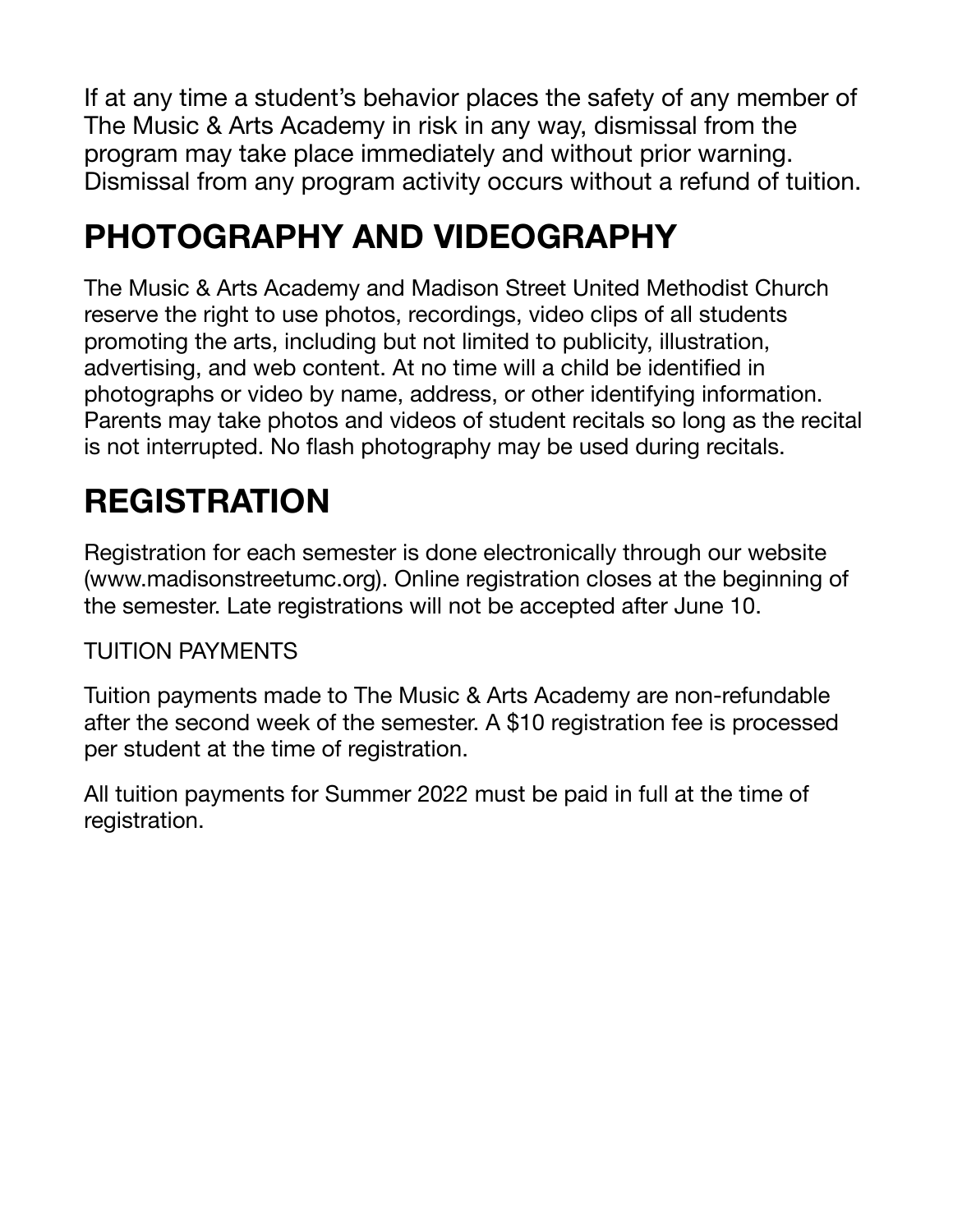If at any time a student's behavior places the safety of any member of The Music & Arts Academy in risk in any way, dismissal from the program may take place immediately and without prior warning. Dismissal from any program activity occurs without a refund of tuition.

# PHOTOGRAPHY AND VIDEOGRAPHY

The Music & Arts Academy and Madison Street United Methodist Church reserve the right to use photos, recordings, video clips of all students promoting the arts, including but not limited to publicity, illustration, advertising, and web content. At no time will a child be identified in photographs or video by name, address, or other identifying information. Parents may take photos and videos of student recitals so long as the recital is not interrupted. No flash photography may be used during recitals.

# REGISTRATION

Registration for each semester is done electronically through our website (www.madisonstreetumc.org). Online registration closes at the beginning of the semester. Late registrations will not be accepted after June 10.

TUITION PAYMENTS

Tuition payments made to The Music & Arts Academy are non-refundable after the second week of the semester. A $10 registration fee is processed per student at the time of registration.

All tuition payments for Summer 2022 must be paid in full at the time of registration.